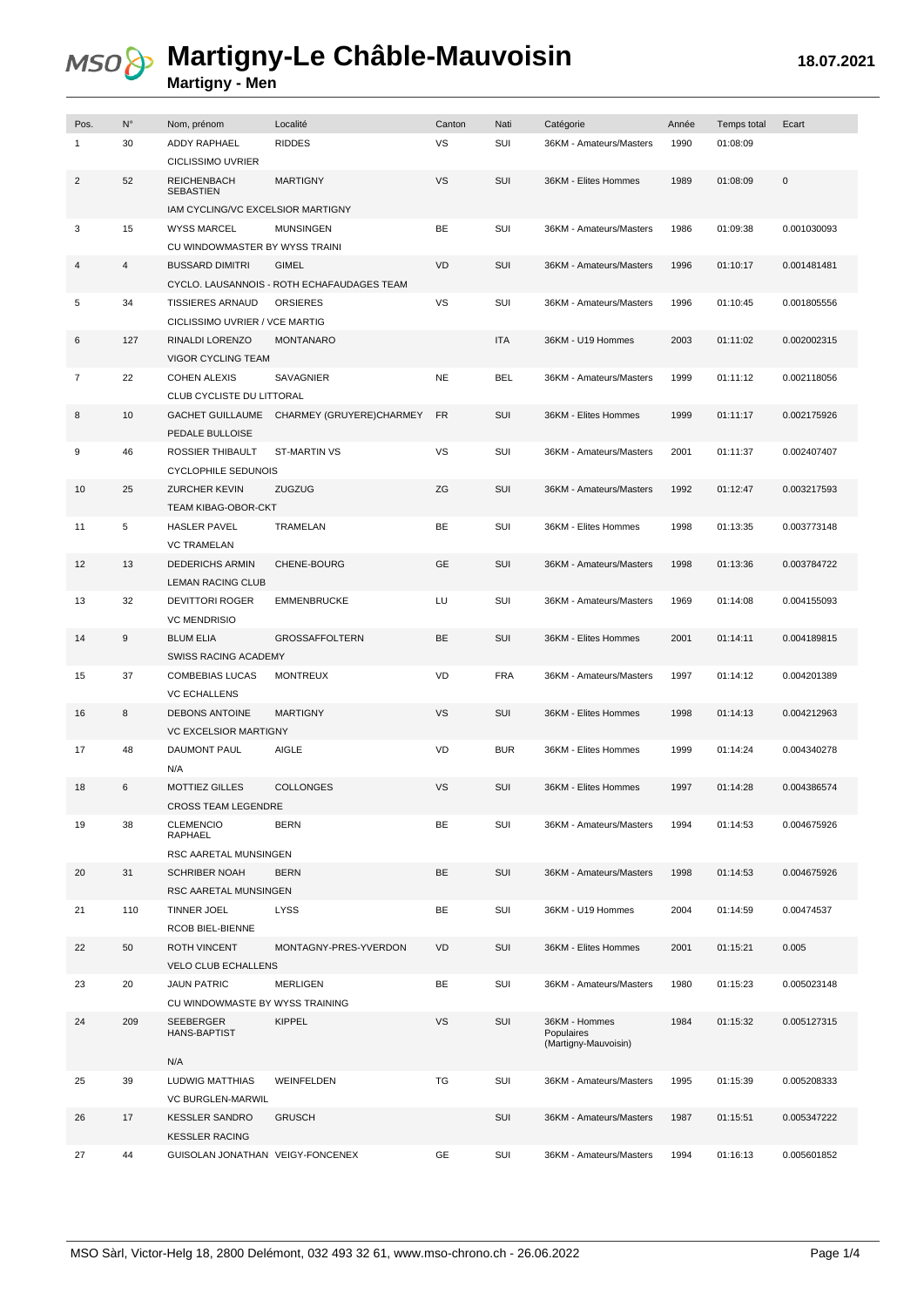# Martigny-Le Châble-Mauvoisin

18.07.2021

**Martigny - Men**

| Pos. | N° | Nom, prénom | Localité | Canton | Nati | Catégorie | Année | Temps total | Ecart |
|---|---|---|---|---|---|---|---|---|---|
| 1 | 30 | ADDY RAPHAEL<br>CICLISSIMO UVRIER | RIDDES | VS | SUI | 36KM - Amateurs/Masters | 1990 | 01:08:09 | |
| 2 | 52 | REICHENBACH SEBASTIEN<br>IAM CYCLING/VC EXCELSIOR MARTIGNY | MARTIGNY | VS | SUI | 36KM - Elites Hommes | 1989 | 01:08:09 | 0 |
| 3 | 15 | WYSS MARCEL<br>CU WINDOWMASTER BY WYSS TRAINI | MUNSINGEN | BE | SUI | 36KM - Amateurs/Masters | 1986 | 01:09:38 | 0.001030093 |
| 4 | 4 | BUSSARD DIMITRI<br>CYCLO. LAUSANNOIS - ROTH ECHAFAUDAGES TEAM | GIMEL | VD | SUI | 36KM - Amateurs/Masters | 1996 | 01:10:17 | 0.001481481 |
| 5 | 34 | TISSIERES ARNAUD<br>CICLISSIMO UVRIER / VCE MARTIG | ORSIERES | VS | SUI | 36KM - Amateurs/Masters | 1996 | 01:10:45 | 0.001805556 |
| 6 | 127 | RINALDI LORENZO<br>VIGOR CYCLING TEAM | MONTANARO | | ITA | 36KM - U19 Hommes | 2003 | 01:11:02 | 0.002002315 |
| 7 | 22 | COHEN ALEXIS<br>CLUB CYCLISTE DU LITTORAL | SAVAGNIER | NE | BEL | 36KM - Amateurs/Masters | 1999 | 01:11:12 | 0.002118056 |
| 8 | 10 | GACHET GUILLAUME<br>PEDALE BULLOISE | CHARMEY (GRUYERE)CHARMEY | FR | SUI | 36KM - Elites Hommes | 1999 | 01:11:17 | 0.002175926 |
| 9 | 46 | ROSSIER THIBAULT<br>CYCLOPHILE SEDUNOIS | ST-MARTIN VS | VS | SUI | 36KM - Amateurs/Masters | 2001 | 01:11:37 | 0.002407407 |
| 10 | 25 | ZURCHER KEVIN<br>TEAM KIBAG-OBOR-CKT | ZUGZUG | ZG | SUI | 36KM - Amateurs/Masters | 1992 | 01:12:47 | 0.003217593 |
| 11 | 5 | HASLER PAVEL<br>VC TRAMELAN | TRAMELAN | BE | SUI | 36KM - Elites Hommes | 1998 | 01:13:35 | 0.003773148 |
| 12 | 13 | DEDERICHS ARMIN<br>LEMAN RACING CLUB | CHENE-BOURG | GE | SUI | 36KM - Amateurs/Masters | 1998 | 01:13:36 | 0.003784722 |
| 13 | 32 | DEVITTORI ROGER<br>VC MENDRISIO | EMMENBRUCKE | LU | SUI | 36KM - Amateurs/Masters | 1969 | 01:14:08 | 0.004155093 |
| 14 | 9 | BLUM ELIA<br>SWISS RACING ACADEMY | GROSSAFFOLTERN | BE | SUI | 36KM - Elites Hommes | 2001 | 01:14:11 | 0.004189815 |
| 15 | 37 | COMBEBIAS LUCAS<br>VC ECHALLENS | MONTREUX | VD | FRA | 36KM - Amateurs/Masters | 1997 | 01:14:12 | 0.004201389 |
| 16 | 8 | DEBONS ANTOINE<br>VC EXCELSIOR MARTIGNY | MARTIGNY | VS | SUI | 36KM - Elites Hommes | 1998 | 01:14:13 | 0.004212963 |
| 17 | 48 | DAUMONT PAUL<br>N/A | AIGLE | VD | BUR | 36KM - Elites Hommes | 1999 | 01:14:24 | 0.004340278 |
| 18 | 6 | MOTTIEZ GILLES<br>CROSS TEAM LEGENDRE | COLLONGES | VS | SUI | 36KM - Elites Hommes | 1997 | 01:14:28 | 0.004386574 |
| 19 | 38 | CLEMENCIO RAPHAEL<br>RSC AARETAL MUNSINGEN | BERN | BE | SUI | 36KM - Amateurs/Masters | 1994 | 01:14:53 | 0.004675926 |
| 20 | 31 | SCHRIBER NOAH<br>RSC AARETAL MUNSINGEN | BERN | BE | SUI | 36KM - Amateurs/Masters | 1998 | 01:14:53 | 0.004675926 |
| 21 | 110 | TINNER JOEL<br>RCOB BIEL-BIENNE | LYSS | BE | SUI | 36KM - U19 Hommes | 2004 | 01:14:59 | 0.00474537 |
| 22 | 50 | ROTH VINCENT<br>VELO CLUB ECHALLENS | MONTAGNY-PRES-YVERDON | VD | SUI | 36KM - Elites Hommes | 2001 | 01:15:21 | 0.005 |
| 23 | 20 | JAUN PATRIC<br>CU WINDOWMASTE BY WYSS TRAINING | MERLIGEN | BE | SUI | 36KM - Amateurs/Masters | 1980 | 01:15:23 | 0.005023148 |
| 24 | 209 | SEEBERGER HANS-BAPTIST<br>N/A | KIPPEL | VS | SUI | 36KM - Hommes Populaires (Martigny-Mauvoisin) | 1984 | 01:15:32 | 0.005127315 |
| 25 | 39 | LUDWIG MATTHIAS<br>VC BURGLEN-MARWIL | WEINFELDEN | TG | SUI | 36KM - Amateurs/Masters | 1995 | 01:15:39 | 0.005208333 |
| 26 | 17 | KESSLER SANDRO<br>KESSLER RACING | GRUSCH | | SUI | 36KM - Amateurs/Masters | 1987 | 01:15:51 | 0.005347222 |
| 27 | 44 | GUISOLAN JONATHAN | VEIGY-FONCENEX | GE | SUI | 36KM - Amateurs/Masters | 1994 | 01:16:13 | 0.005601852 |

MSO Sàrl, Victor-Helg 18, 2800 Delémont, 032 493 32 61, www.mso-chrono.ch - 26.06.2022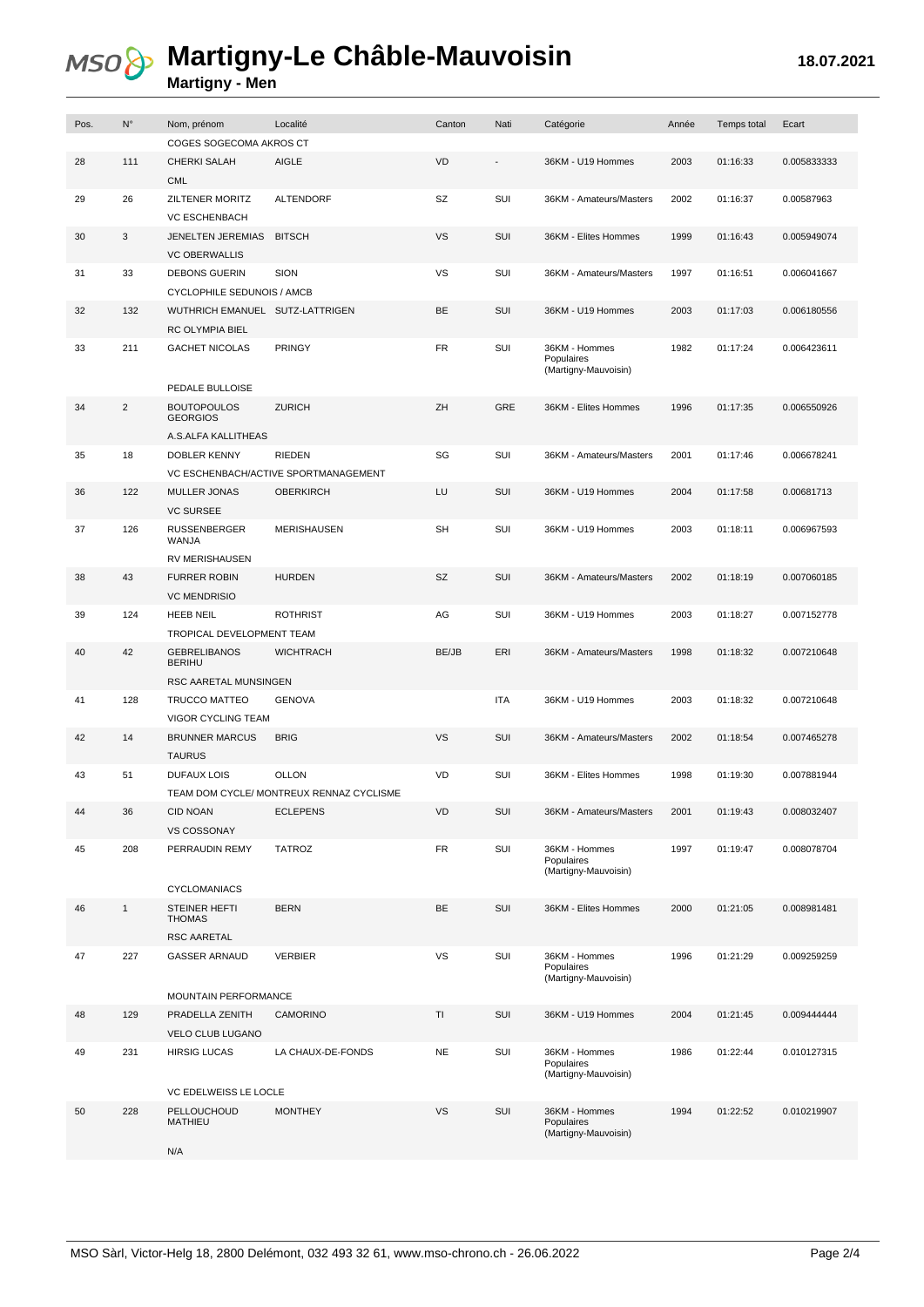# Martigny-Le Châble-Mauvoisin

**Martigny - Men**

18.07.2021

| Pos. | N° | Nom, prénom | Localité | Canton | Nati | Catégorie | Année | Temps total | Ecart |
|---|---|---|---|---|---|---|---|---|---|
| | | COGES SOGECOMA AKROS CT | | | | | | | |
| 28 | 111 | CHERKI SALAH | AIGLE | VD | - | 36KM - U19 Hommes | 2003 | 01:16:33 | 0.005833333 |
| | | CML | | | | | | | |
| 29 | 26 | ZILTENER MORITZ | ALTENDORF | SZ | SUI | 36KM - Amateurs/Masters | 2002 | 01:16:37 | 0.00587963 |
| | | VC ESCHENBACH | | | | | | | |
| 30 | 3 | JENELTEN JEREMIAS | BITSCH | VS | SUI | 36KM - Elites Hommes | 1999 | 01:16:43 | 0.005949074 |
| | | VC OBERWALLIS | | | | | | | |
| 31 | 33 | DEBONS GUERIN | SION | VS | SUI | 36KM - Amateurs/Masters | 1997 | 01:16:51 | 0.006041667 |
| | | CYCLOPHILE SEDUNOIS / AMCB | | | | | | | |
| 32 | 132 | WUTHRICH EMANUEL | SUTZ-LATTRIGEN | BE | SUI | 36KM - U19 Hommes | 2003 | 01:17:03 | 0.006180556 |
| | | RC OLYMPIA BIEL | | | | | | | |
| 33 | 211 | GACHET NICOLAS | PRINGY | FR | SUI | 36KM - Hommes Populaires (Martigny-Mauvoisin) | 1982 | 01:17:24 | 0.006423611 |
| | | PEDALE BULLOISE | | | | | | | |
| 34 | 2 | BOUTOPOULOS GEORGIOS | ZURICH | ZH | GRE | 36KM - Elites Hommes | 1996 | 01:17:35 | 0.006550926 |
| | | A.S.ALFA KALLITHEAS | | | | | | | |
| 35 | 18 | DOBLER KENNY | RIEDEN | SG | SUI | 36KM - Amateurs/Masters | 2001 | 01:17:46 | 0.006678241 |
| | | VC ESCHENBACH/ACTIVE SPORTMANAGEMENT | | | | | | | |
| 36 | 122 | MULLER JONAS | OBERKIRCH | LU | SUI | 36KM - U19 Hommes | 2004 | 01:17:58 | 0.00681713 |
| | | VC SURSEE | | | | | | | |
| 37 | 126 | RUSSENBERGER WANJA | MERISHAUSEN | SH | SUI | 36KM - U19 Hommes | 2003 | 01:18:11 | 0.006967593 |
| | | RV MERISHAUSEN | | | | | | | |
| 38 | 43 | FURRER ROBIN | HURDEN | SZ | SUI | 36KM - Amateurs/Masters | 2002 | 01:18:19 | 0.007060185 |
| | | VC MENDRISIO | | | | | | | |
| 39 | 124 | HEEB NEIL | ROTHRIST | AG | SUI | 36KM - U19 Hommes | 2003 | 01:18:27 | 0.007152778 |
| | | TROPICAL DEVELOPMENT TEAM | | | | | | | |
| 40 | 42 | GEBRELIBANOS BERIHU | WICHTRACH | BE/JB | ERI | 36KM - Amateurs/Masters | 1998 | 01:18:32 | 0.007210648 |
| | | RSC AARETAL MUNSINGEN | | | | | | | |
| 41 | 128 | TRUCCO MATTEO | GENOVA | | ITA | 36KM - U19 Hommes | 2003 | 01:18:32 | 0.007210648 |
| | | VIGOR CYCLING TEAM | | | | | | | |
| 42 | 14 | BRUNNER MARCUS | BRIG | VS | SUI | 36KM - Amateurs/Masters | 2002 | 01:18:54 | 0.007465278 |
| | | TAURUS | | | | | | | |
| 43 | 51 | DUFAUX LOIS | OLLON | VD | SUI | 36KM - Elites Hommes | 1998 | 01:19:30 | 0.007881944 |
| | | TEAM DOM CYCLE/ MONTREUX RENNAZ CYCLISME | | | | | | | |
| 44 | 36 | CID NOAN | ECLEPENS | VD | SUI | 36KM - Amateurs/Masters | 2001 | 01:19:43 | 0.008032407 |
| | | VS COSSONAY | | | | | | | |
| 45 | 208 | PERRAUDIN REMY | TATROZ | FR | SUI | 36KM - Hommes Populaires (Martigny-Mauvoisin) | 1997 | 01:19:47 | 0.008078704 |
| | | CYCLOMANIACS | | | | | | | |
| 46 | 1 | STEINER HEFTI THOMAS | BERN | BE | SUI | 36KM - Elites Hommes | 2000 | 01:21:05 | 0.008981481 |
| | | RSC AARETAL | | | | | | | |
| 47 | 227 | GASSER ARNAUD | VERBIER | VS | SUI | 36KM - Hommes Populaires (Martigny-Mauvoisin) | 1996 | 01:21:29 | 0.009259259 |
| | | MOUNTAIN PERFORMANCE | | | | | | | |
| 48 | 129 | PRADELLA ZENITH | CAMORINO | TI | SUI | 36KM - U19 Hommes | 2004 | 01:21:45 | 0.009444444 |
| | | VELO CLUB LUGANO | | | | | | | |
| 49 | 231 | HIRSIG LUCAS | LA CHAUX-DE-FONDS | NE | SUI | 36KM - Hommes Populaires (Martigny-Mauvoisin) | 1986 | 01:22:44 | 0.010127315 |
| | | VC EDELWEISS LE LOCLE | | | | | | | |
| 50 | 228 | PELLOUCHOUD MATHIEU | MONTHEY | VS | SUI | 36KM - Hommes Populaires (Martigny-Mauvoisin) | 1994 | 01:22:52 | 0.010219907 |
| | | N/A | | | | | | | |

MSO Sàrl, Victor-Helg 18, 2800 Delémont, 032 493 32 61, www.mso-chrono.ch - 26.06.2022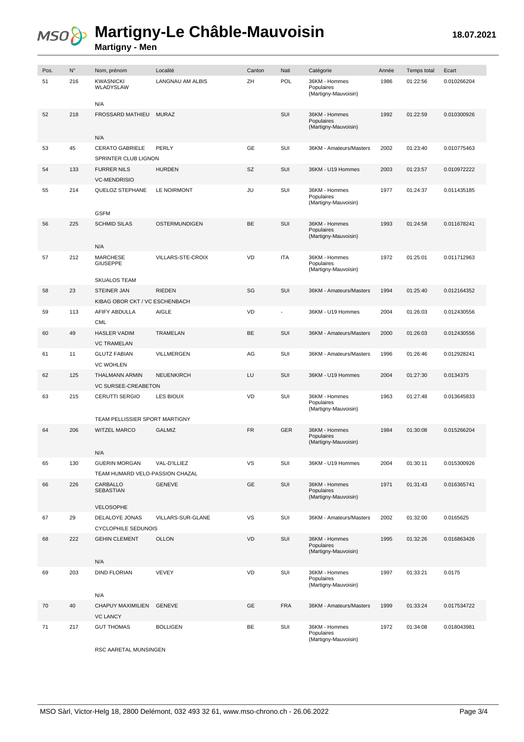# Martigny-Le Châble-Mauvoisin

**Martigny - Men**

18.07.2021

| Pos. | N° | Nom, prénom | Localité | Canton | Nati | Catégorie | Année | Temps total | Ecart |
|---|---|---|---|---|---|---|---|---|---|
| 51 | 216 | KWASNICKI WLADYSLAW<br>N/A | LANGNAU AM ALBIS | ZH | POL | 36KM - Hommes Populaires (Martigny-Mauvoisin) | 1986 | 01:22:56 | 0.010266204 |
| 52 | 218 | FROSSARD MATHIEU<br>N/A | MURAZ | | SUI | 36KM - Hommes Populaires (Martigny-Mauvoisin) | 1992 | 01:22:59 | 0.010300926 |
| 53 | 45 | CERATO GABRIELE<br>SPRINTER CLUB LIGNON | PERLY | GE | SUI | 36KM - Amateurs/Masters | 2002 | 01:23:40 | 0.010775463 |
| 54 | 133 | FURRER NILS<br>VC-MENDRISIO | HURDEN | SZ | SUI | 36KM - U19 Hommes | 2003 | 01:23:57 | 0.010972222 |
| 55 | 214 | QUELOZ STEPHANE<br>GSFM | LE NOIRMONT | JU | SUI | 36KM - Hommes Populaires (Martigny-Mauvoisin) | 1977 | 01:24:37 | 0.011435185 |
| 56 | 225 | SCHMID SILAS<br>N/A | OSTERMUNDIGEN | BE | SUI | 36KM - Hommes Populaires (Martigny-Mauvoisin) | 1993 | 01:24:58 | 0.011678241 |
| 57 | 212 | MARCHESE GIUSEPPE<br>SKUALOS TEAM | VILLARS-STE-CROIX | VD | ITA | 36KM - Hommes Populaires (Martigny-Mauvoisin) | 1972 | 01:25:01 | 0.011712963 |
| 58 | 23 | STEINER JAN<br>KIBAG OBOR CKT / VC ESCHENBACH | RIEDEN | SG | SUI | 36KM - Amateurs/Masters | 1994 | 01:25:40 | 0.012164352 |
| 59 | 113 | AFIFY ABDULLA<br>CML | AIGLE | VD | - | 36KM - U19 Hommes | 2004 | 01:26:03 | 0.012430556 |
| 60 | 49 | HASLER VADIM<br>VC TRAMELAN | TRAMELAN | BE | SUI | 36KM - Amateurs/Masters | 2000 | 01:26:03 | 0.012430556 |
| 61 | 11 | GLUTZ FABIAN<br>VC WOHLEN | VILLMERGEN | AG | SUI | 36KM - Amateurs/Masters | 1996 | 01:26:46 | 0.012928241 |
| 62 | 125 | THALMANN ARMIN<br>VC SURSEE-CREABETON | NEUENKIRCH | LU | SUI | 36KM - U19 Hommes | 2004 | 01:27:30 | 0.0134375 |
| 63 | 215 | CERUTTI SERGIO<br>TEAM PELLISSIER SPORT MARTIGNY | LES BIOUX | VD | SUI | 36KM - Hommes Populaires (Martigny-Mauvoisin) | 1963 | 01:27:48 | 0.013645833 |
| 64 | 206 | WITZEL MARCO<br>N/A | GALMIZ | FR | GER | 36KM - Hommes Populaires (Martigny-Mauvoisin) | 1984 | 01:30:08 | 0.015266204 |
| 65 | 130 | GUERIN MORGAN<br>TEAM HUMARD VELO-PASSION CHAZAL | VAL-D'ILLIEZ | VS | SUI | 36KM - U19 Hommes | 2004 | 01:30:11 | 0.015300926 |
| 66 | 226 | CARBALLO SEBASTIAN<br>VELOSOPHE | GENEVE | GE | SUI | 36KM - Hommes Populaires (Martigny-Mauvoisin) | 1971 | 01:31:43 | 0.016365741 |
| 67 | 29 | DELALOYE JONAS<br>CYCLOPHILE SEDUNOIS | VILLARS-SUR-GLANE | VS | SUI | 36KM - Amateurs/Masters | 2002 | 01:32:00 | 0.0165625 |
| 68 | 222 | GEHIN CLEMENT<br>N/A | OLLON | VD | SUI | 36KM - Hommes Populaires (Martigny-Mauvoisin) | 1995 | 01:32:26 | 0.016863426 |
| 69 | 203 | DIND FLORIAN<br>N/A | VEVEY | VD | SUI | 36KM - Hommes Populaires (Martigny-Mauvoisin) | 1997 | 01:33:21 | 0.0175 |
| 70 | 40 | CHAPUY MAXIMILIEN<br>VC LANCY | GENEVE | GE | FRA | 36KM - Amateurs/Masters | 1999 | 01:33:24 | 0.017534722 |
| 71 | 217 | GUT THOMAS<br>RSC AARETAL MUNSINGEN | BOLLIGEN | BE | SUI | 36KM - Hommes Populaires (Martigny-Mauvoisin) | 1972 | 01:34:08 | 0.018043981 |

MSO Sàrl, Victor-Helg 18, 2800 Delémont, 032 493 32 61, www.mso-chrono.ch - 26.06.2022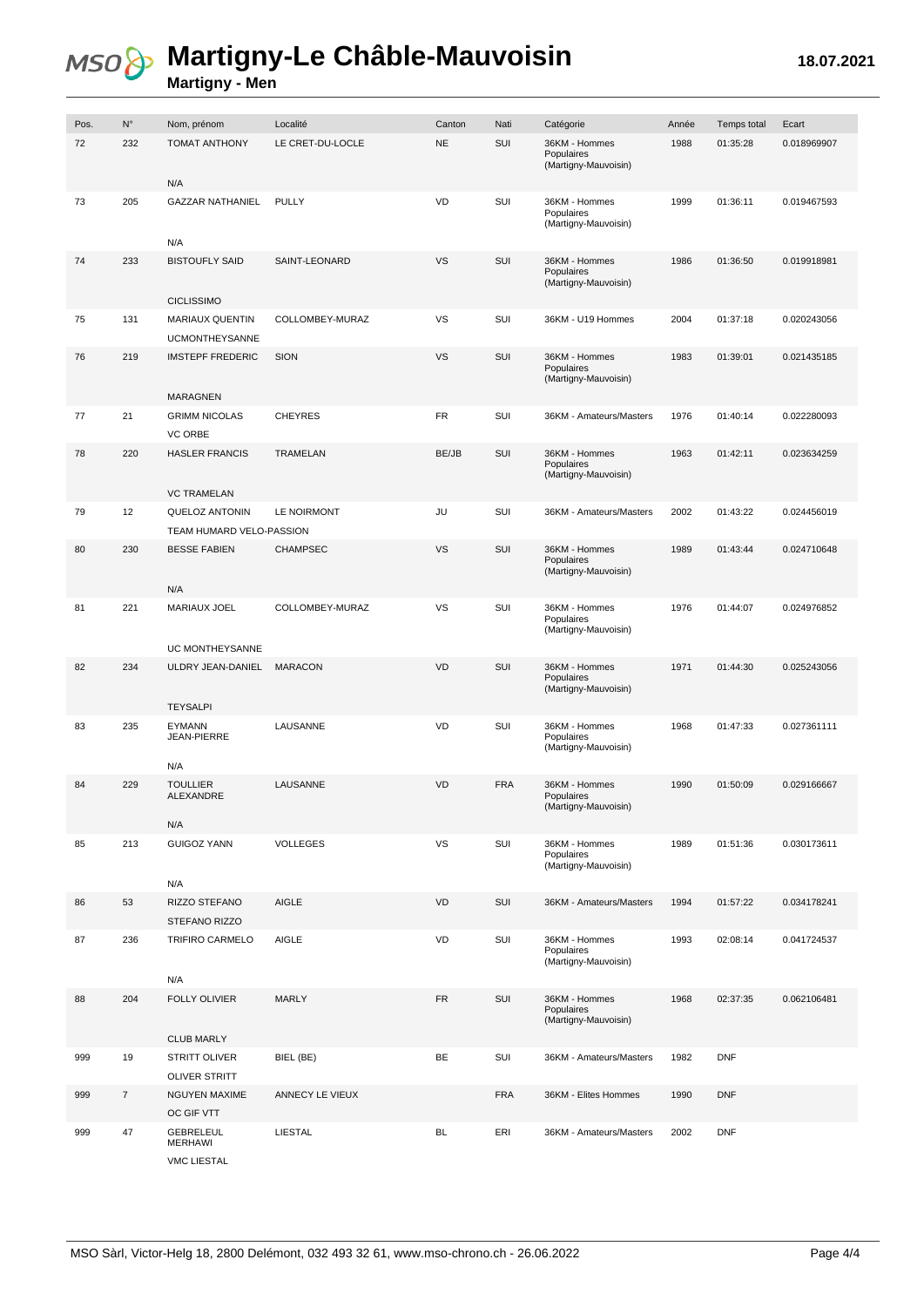# Martigny-Le Châble-Mauvoisin

**18.07.2021**

## Martigny - Men

| Pos. | N° | Nom, prénom | Localité | Canton | Nati | Catégorie | Année | Temps total | Ecart |
|---|---|---|---|---|---|---|---|---|---|
| 72 | 232 | TOMAT ANTHONY<br>N/A | LE CRET-DU-LOCLE | NE | SUI | 36KM - Hommes Populaires (Martigny-Mauvoisin) | 1988 | 01:35:28 | 0.018969907 |
| 73 | 205 | GAZZAR NATHANIEL<br>N/A | PULLY | VD | SUI | 36KM - Hommes Populaires (Martigny-Mauvoisin) | 1999 | 01:36:11 | 0.019467593 |
| 74 | 233 | BISTOUFLY SAID<br>CICLISSIMO | SAINT-LEONARD | VS | SUI | 36KM - Hommes Populaires (Martigny-Mauvoisin) | 1986 | 01:36:50 | 0.019918981 |
| 75 | 131 | MARIAUX QUENTIN<br>UCMONTHEYSANNE | COLLOMBEY-MURAZ | VS | SUI | 36KM - U19 Hommes | 2004 | 01:37:18 | 0.020243056 |
| 76 | 219 | IMSTEPF FREDERIC<br>MARAGNEN | SION | VS | SUI | 36KM - Hommes Populaires (Martigny-Mauvoisin) | 1983 | 01:39:01 | 0.021435185 |
| 77 | 21 | GRIMM NICOLAS<br>VC ORBE | CHEYRES | FR | SUI | 36KM - Amateurs/Masters | 1976 | 01:40:14 | 0.022280093 |
| 78 | 220 | HASLER FRANCIS<br>VC TRAMELAN | TRAMELAN | BE/JB | SUI | 36KM - Hommes Populaires (Martigny-Mauvoisin) | 1963 | 01:42:11 | 0.023634259 |
| 79 | 12 | QUELOZ ANTONIN<br>TEAM HUMARD VELO-PASSION | LE NOIRMONT | JU | SUI | 36KM - Amateurs/Masters | 2002 | 01:43:22 | 0.024456019 |
| 80 | 230 | BESSE FABIEN<br>N/A | CHAMPSEC | VS | SUI | 36KM - Hommes Populaires (Martigny-Mauvoisin) | 1989 | 01:43:44 | 0.024710648 |
| 81 | 221 | MARIAUX JOEL<br>UC MONTHEYSANNE | COLLOMBEY-MURAZ | VS | SUI | 36KM - Hommes Populaires (Martigny-Mauvoisin) | 1976 | 01:44:07 | 0.024976852 |
| 82 | 234 | ULDRY JEAN-DANIEL<br>TEYSALPI | MARACON | VD | SUI | 36KM - Hommes Populaires (Martigny-Mauvoisin) | 1971 | 01:44:30 | 0.025243056 |
| 83 | 235 | EYMANN JEAN-PIERRE<br>N/A | LAUSANNE | VD | SUI | 36KM - Hommes Populaires (Martigny-Mauvoisin) | 1968 | 01:47:33 | 0.027361111 |
| 84 | 229 | TOULLIER ALEXANDRE<br>N/A | LAUSANNE | VD | FRA | 36KM - Hommes Populaires (Martigny-Mauvoisin) | 1990 | 01:50:09 | 0.029166667 |
| 85 | 213 | GUIGOZ YANN<br>N/A | VOLLEGES | VS | SUI | 36KM - Hommes Populaires (Martigny-Mauvoisin) | 1989 | 01:51:36 | 0.030173611 |
| 86 | 53 | RIZZO STEFANO<br>STEFANO RIZZO | AIGLE | VD | SUI | 36KM - Amateurs/Masters | 1994 | 01:57:22 | 0.034178241 |
| 87 | 236 | TRIFIRO CARMELO<br>N/A | AIGLE | VD | SUI | 36KM - Hommes Populaires (Martigny-Mauvoisin) | 1993 | 02:08:14 | 0.041724537 |
| 88 | 204 | FOLLY OLIVIER<br>CLUB MARLY | MARLY | FR | SUI | 36KM - Hommes Populaires (Martigny-Mauvoisin) | 1968 | 02:37:35 | 0.062106481 |
| 999 | 19 | STRITT OLIVER<br>OLIVER STRITT | BIEL (BE) | BE | SUI | 36KM - Amateurs/Masters | 1982 | DNF | |
| 999 | 7 | NGUYEN MAXIME<br>OC GIF VTT | ANNECY LE VIEUX | | FRA | 36KM - Elites Hommes | 1990 | DNF | |
| 999 | 47 | GEBRELEUL MERHAWI<br>VMC LIESTAL | LIESTAL | BL | ERI | 36KM - Amateurs/Masters | 2002 | DNF | |

MSO Sàrl, Victor-Helg 18, 2800 Delémont, 032 493 32 61, www.mso-chrono.ch - 26.06.2022